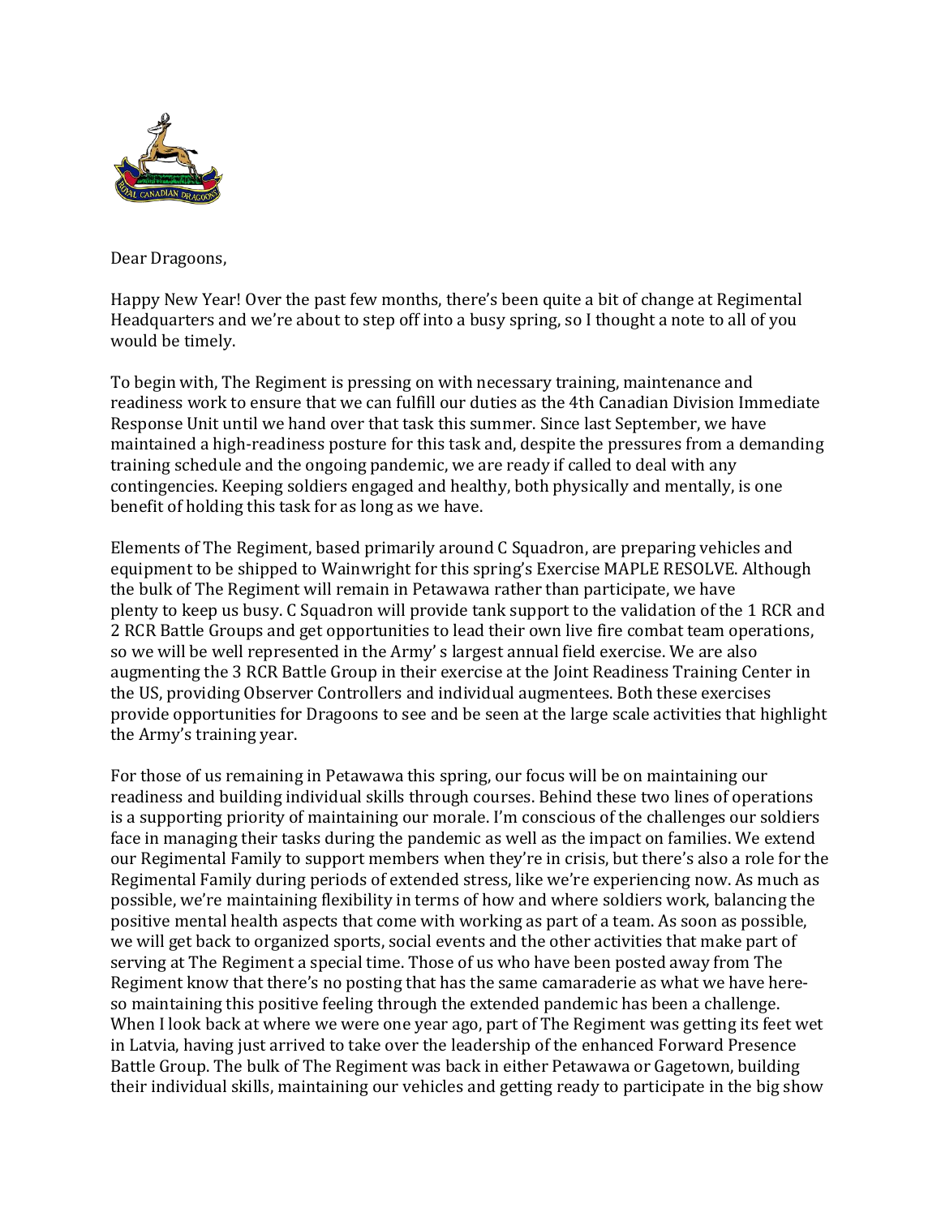Dear Dragoons,

Happy New Year! Over the past few months, there's been quite a bit of change at Regimental Headquarters and we're about to step off into a busy spring, so I thought a note to all of you would be timely.

To begin with, The Regiment is pressing on with necessary training, maintenance and readiness work to ensure that we can fulfill our duties as the 4th Canadian Division Immediate Response Unit until we hand over that task this summer. Since last September, we have maintained a high-readiness posture for this task and, despite the pressures from a demanding training schedule and the ongoing pandemic, we are ready if called to deal with any contingencies. Keeping soldiers engaged and healthy, both physically and mentally, is one benefit of holding this task for as long as we have.

Elements of The Regiment, based primarily around C Squadron, are preparing vehicles and equipment to be shipped to Wainwright for this spring's Exercise MAPLE RESOLVE. Although the bulk of The Regiment will remain in Petawawa rather than participate, we have plenty to keep us busy. C Squadron will provide tank support to the validation of the 1 RCR and 2 RCR Battle Groups and get opportunities to lead their own live fire combat team operations, so we will be well represented in the Army' s largest annual field exercise. We are also augmenting the 3 RCR Battle Group in their exercise at the Joint Readiness Training Center in the US, providing Observer Controllers and individual augmentees. Both these exercises provide opportunities for Dragoons to see and be seen at the large scale activities that highlight the Army's training year.

For those of us remaining in Petawawa this spring, our focus will be on maintaining our readiness and building individual skills through courses. Behind these two lines of operations is a supporting priority of maintaining our morale. I'm conscious of the challenges our soldiers face in managing their tasks during the pandemic as well as the impact on families. We extend our Regimental Family to support members when they're in crisis, but there's also a role for the Regimental Family during periods of extended stress, like we're experiencing now. As much as possible, we're maintaining flexibility in terms of how and where soldiers work, balancing the positive mental health aspects that come with working as part of a team. As soon as possible, we will get back to organized sports, social events and the other activities that make part of serving at The Regiment a special time. Those of us who have been posted away from The Regiment know that there's no posting that has the same camaraderie as what we have here- so maintaining this positive feeling through the extended pandemic has been a challenge. When I look back at where we were one year ago, part of The Regiment was getting its feet wet in Latvia, having just arrived to take over the leadership of the enhanced Forward Presence Battle Group. The bulk of The Regiment was back in either Petawawa or Gagetown, building their individual skills, maintaining our vehicles and getting ready to participate in the big show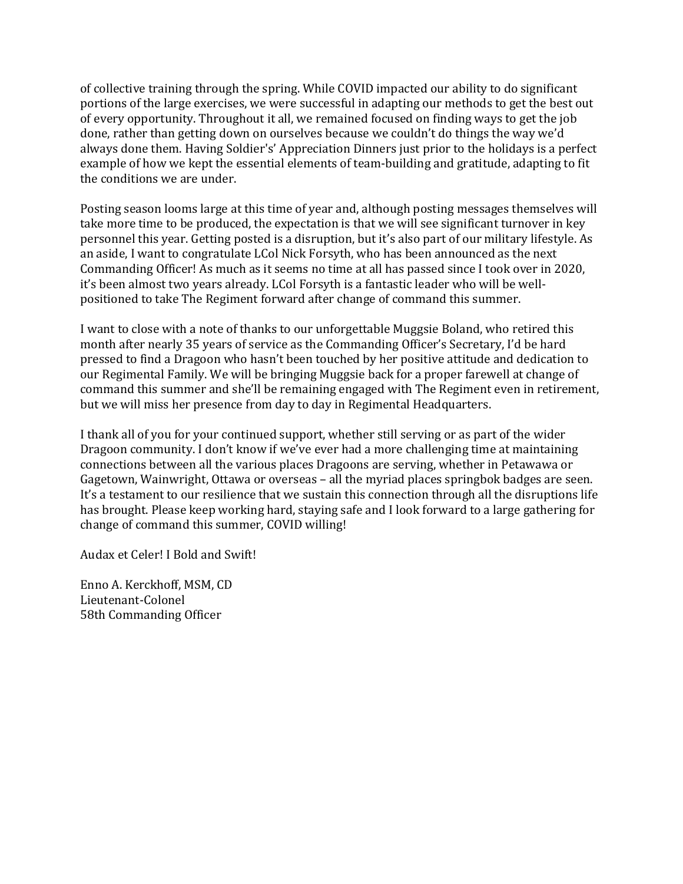of collective training through the spring. While COVID impacted our ability to do significant portions of the large exercises, we were successful in adapting our methods to get the best out of every opportunity. Throughout it all, we remained focused on finding ways to get the job done, rather than getting down on ourselves because we couldn't do things the way we'd always done them. Having Soldier's' Appreciation Dinners just prior to the holidays is a perfect example of how we kept the essential elements of team-building and gratitude, adapting to fit the conditions we are under.

Posting season looms large at this time of year and, although posting messages themselves will take more time to be produced, the expectation is that we will see significant turnover in key personnel this year. Getting posted is a disruption, but it's also part of our military lifestyle. As an aside, I want to congratulate LCol Nick Forsyth, who has been announced as the next Commanding Officer! As much as it seems no time at all has passed since I took over in 2020, it's been almost two years already. LCol Forsyth is a fantastic leader who will be well-positioned to take The Regiment forward after change of command this summer.

I want to close with a note of thanks to our unforgettable Muggsie Boland, who retired this month after nearly 35 years of service as the Commanding Officer's Secretary, I'd be hard pressed to find a Dragoon who hasn't been touched by her positive attitude and dedication to our Regimental Family. We will be bringing Muggsie back for a proper farewell at change of command this summer and she'll be remaining engaged with The Regiment even in retirement, but we will miss her presence from day to day in Regimental Headquarters.

I thank all of you for your continued support, whether still serving or as part of the wider Dragoon community. I don't know if we've ever had a more challenging time at maintaining connections between all the various places Dragoons are serving, whether in Petawawa or Gagetown, Wainwright, Ottawa or overseas – all the myriad places springbok badges are seen. It's a testament to our resilience that we sustain this connection through all the disruptions life has brought. Please keep working hard, staying safe and I look forward to a large gathering for change of command this summer, COVID willing!

Audax et Celer! I Bold and Swift!

Enno A. Kerckhoff, MSM, CD
Lieutenant-Colonel
58th Commanding Officer